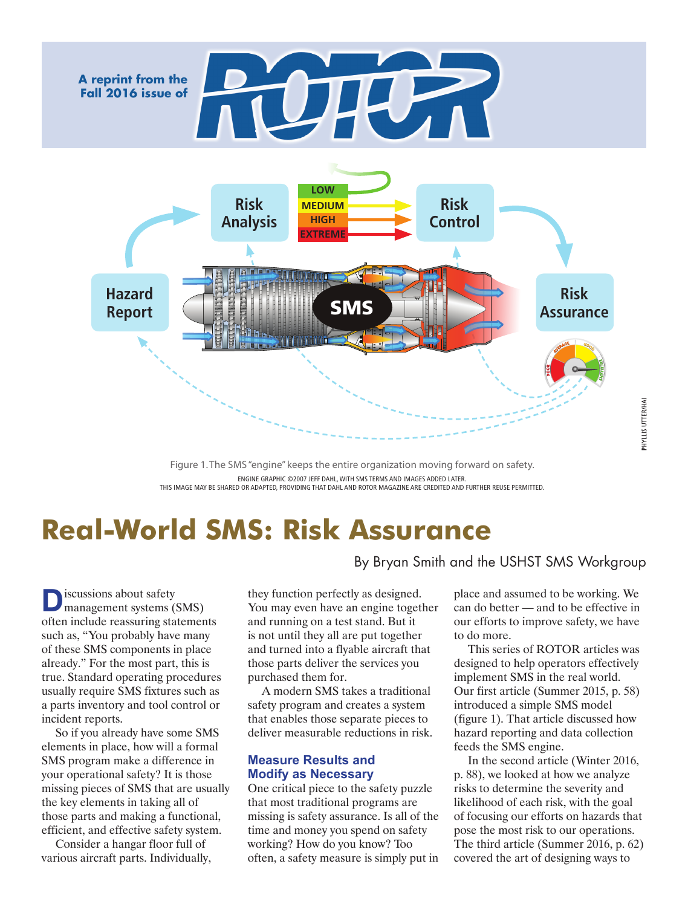A reprint from the Fall 2016 issue of ROTOR

Figure 1. The SMS "engine" keeps the entire organization moving forward on safety.

ENGINE GRAPHIC ©2007 JEFF DAHL, WITH SMS TERMS AND IMAGES ADDED LATER.
THIS IMAGE MAY BE SHARED OR ADAPTED, PROVIDING THAT DAHL AND ROTOR MAGAZINE ARE CREDITED AND FURTHER REUSE PERMITTED.

PHYLLIS UTTER/HAI

# Real-World SMS: Risk Assurance

By Bryan Smith and the USHST SMS Workgroup

Discussions about safety management systems (SMS) often include reassuring statements such as, "You probably have many of these SMS components in place already." For the most part, this is true. Standard operating procedures usually require SMS fixtures such as a parts inventory and tool control or incident reports.

So if you already have some SMS elements in place, how will a formal SMS program make a difference in your operational safety? It is those missing pieces of SMS that are usually the key elements in taking all of those parts and making a functional, efficient, and effective safety system.

Consider a hangar floor full of various aircraft parts. Individually, they function perfectly as designed. You may even have an engine together and running on a test stand. But it is not until they all are put together and turned into a flyable aircraft that those parts deliver the services you purchased them for.

A modern SMS takes a traditional safety program and creates a system that enables those separate pieces to deliver measurable reductions in risk.

## Measure Results and Modify as Necessary

One critical piece to the safety puzzle that most traditional programs are missing is safety assurance. Is all of the time and money you spend on safety working? How do you know? Too often, a safety measure is simply put in place and assumed to be working. We can do better — and to be effective in our efforts to improve safety, we have to do more.

This series of ROTOR articles was designed to help operators effectively implement SMS in the real world. Our first article (Summer 2015, p. 58) introduced a simple SMS model (figure 1). That article discussed how hazard reporting and data collection feeds the SMS engine.

In the second article (Winter 2016, p. 88), we looked at how we analyze risks to determine the severity and likelihood of each risk, with the goal of focusing our efforts on hazards that pose the most risk to our operations. The third article (Summer 2016, p. 62) covered the art of designing ways to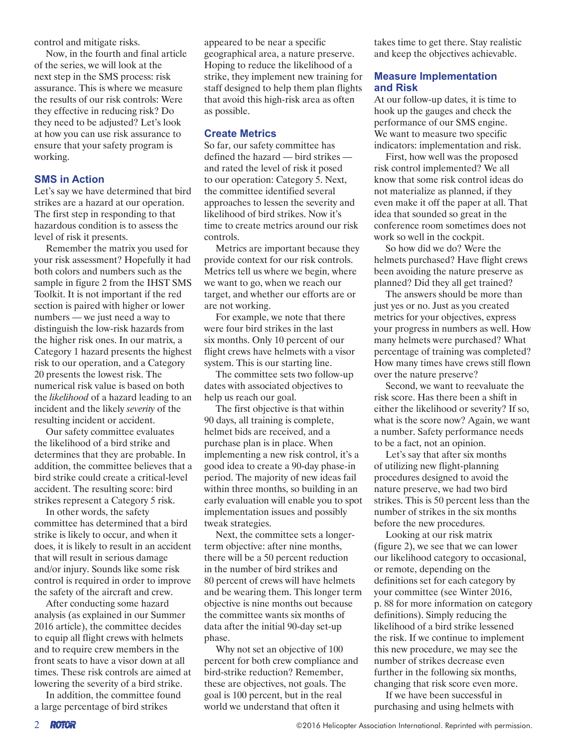control and mitigate risks.

Now, in the fourth and final article of the series, we will look at the next step in the SMS process: risk assurance. This is where we measure the results of our risk controls: Were they effective in reducing risk? Do they need to be adjusted? Let's look at how you can use risk assurance to ensure that your safety program is working.

### SMS in Action

Let's say we have determined that bird strikes are a hazard at our operation. The first step in responding to that hazardous condition is to assess the level of risk it presents.

Remember the matrix you used for your risk assessment? Hopefully it had both colors and numbers such as the sample in figure 2 from the IHST SMS Toolkit. It is not important if the red section is paired with higher or lower numbers — we just need a way to distinguish the low-risk hazards from the higher risk ones. In our matrix, a Category 1 hazard presents the highest risk to our operation, and a Category 20 presents the lowest risk. The numerical risk value is based on both the *likelihood* of a hazard leading to an incident and the likely *severity* of the resulting incident or accident.

Our safety committee evaluates the likelihood of a bird strike and determines that they are probable. In addition, the committee believes that a bird strike could create a critical-level accident. The resulting score: bird strikes represent a Category 5 risk.

In other words, the safety committee has determined that a bird strike is likely to occur, and when it does, it is likely to result in an accident that will result in serious damage and/or injury. Sounds like some risk control is required in order to improve the safety of the aircraft and crew.

After conducting some hazard analysis (as explained in our Summer 2016 article), the committee decides to equip all flight crews with helmets and to require crew members in the front seats to have a visor down at all times. These risk controls are aimed at lowering the severity of a bird strike.

In addition, the committee found a large percentage of bird strikes appeared to be near a specific geographical area, a nature preserve. Hoping to reduce the likelihood of a strike, they implement new training for staff designed to help them plan flights that avoid this high-risk area as often as possible.

### Create Metrics

So far, our safety committee has defined the hazard — bird strikes — and rated the level of risk it posed to our operation: Category 5. Next, the committee identified several approaches to lessen the severity and likelihood of bird strikes. Now it's time to create metrics around our risk controls.

Metrics are important because they provide context for our risk controls. Metrics tell us where we begin, where we want to go, when we reach our target, and whether our efforts are or are not working.

For example, we note that there were four bird strikes in the last six months. Only 10 percent of our flight crews have helmets with a visor system. This is our starting line.

The committee sets two follow-up dates with associated objectives to help us reach our goal.

The first objective is that within 90 days, all training is complete, helmet bids are received, and a purchase plan is in place. When implementing a new risk control, it's a good idea to create a 90-day phase-in period. The majority of new ideas fail within three months, so building in an early evaluation will enable you to spot implementation issues and possibly tweak strategies.

Next, the committee sets a longer-term objective: after nine months, there will be a 50 percent reduction in the number of bird strikes and 80 percent of crews will have helmets and be wearing them. This longer term objective is nine months out because the committee wants six months of data after the initial 90-day set-up phase.

Why not set an objective of 100 percent for both crew compliance and bird-strike reduction? Remember, these are objectives, not goals. The goal is 100 percent, but in the real world we understand that often it takes time to get there. Stay realistic and keep the objectives achievable.

### Measure Implementation and Risk

At our follow-up dates, it is time to hook up the gauges and check the performance of our SMS engine. We want to measure two specific indicators: implementation and risk.

First, how well was the proposed risk control implemented? We all know that some risk control ideas do not materialize as planned, if they even make it off the paper at all. That idea that sounded so great in the conference room sometimes does not work so well in the cockpit.

So how did we do? Were the helmets purchased? Have flight crews been avoiding the nature preserve as planned? Did they all get trained?

The answers should be more than just yes or no. Just as you created metrics for your objectives, express your progress in numbers as well. How many helmets were purchased? What percentage of training was completed? How many times have crews still flown over the nature preserve?

Second, we want to reevaluate the risk score. Has there been a shift in either the likelihood or severity? If so, what is the score now? Again, we want a number. Safety performance needs to be a fact, not an opinion.

Let's say that after six months of utilizing new flight-planning procedures designed to avoid the nature preserve, we had two bird strikes. This is 50 percent less than the number of strikes in the six months before the new procedures.

Looking at our risk matrix (figure 2), we see that we can lower our likelihood category to occasional, or remote, depending on the definitions set for each category by your committee (see Winter 2016, p. 88 for more information on category definitions). Simply reducing the likelihood of a bird strike lessened the risk. If we continue to implement this new procedure, we may see the number of strikes decrease even further in the following six months, changing that risk score even more.

If we have been successful in purchasing and using helmets with

©2016 Helicopter Association International. Reprinted with permission.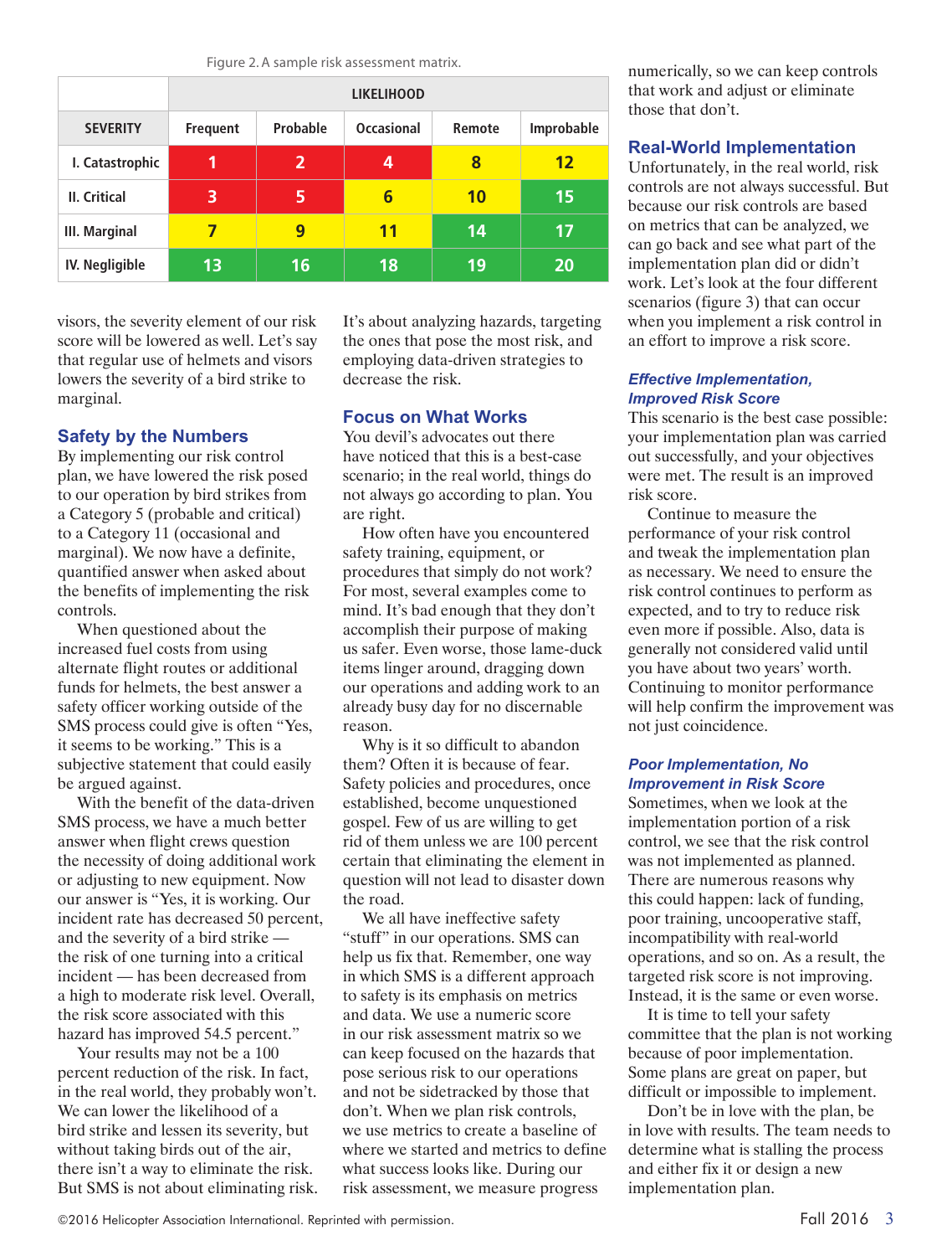Figure 2. A sample risk assessment matrix.

| | LIKELIHOOD | | | | |
|---|---|---|---|---|---|
| SEVERITY | Frequent | Probable | Occasional | Remote | Improbable |
| I. Catastrophic | 1 | 2 | 4 | 8 | 12 |
| II. Critical | 3 | 5 | 6 | 10 | 15 |
| III. Marginal | 7 | 9 | 11 | 14 | 17 |
| IV. Negligible | 13 | 16 | 18 | 19 | 20 |

visors, the severity element of our risk score will be lowered as well. Let's say that regular use of helmets and visors lowers the severity of a bird strike to marginal.

## Safety by the Numbers

By implementing our risk control plan, we have lowered the risk posed to our operation by bird strikes from a Category 5 (probable and critical) to a Category 11 (occasional and marginal). We now have a definite, quantified answer when asked about the benefits of implementing the risk controls.

When questioned about the increased fuel costs from using alternate flight routes or additional funds for helmets, the best answer a safety officer working outside of the SMS process could give is often "Yes, it seems to be working." This is a subjective statement that could easily be argued against.

With the benefit of the data-driven SMS process, we have a much better answer when flight crews question the necessity of doing additional work or adjusting to new equipment. Now our answer is "Yes, it is working. Our incident rate has decreased 50 percent, and the severity of a bird strike — the risk of one turning into a critical incident — has been decreased from a high to moderate risk level. Overall, the risk score associated with this hazard has improved 54.5 percent."

Your results may not be a 100 percent reduction of the risk. In fact, in the real world, they probably won't. We can lower the likelihood of a bird strike and lessen its severity, but without taking birds out of the air, there isn't a way to eliminate the risk. But SMS is not about eliminating risk. It's about analyzing hazards, targeting the ones that pose the most risk, and employing data-driven strategies to decrease the risk.

## Focus on What Works

You devil's advocates out there have noticed that this is a best-case scenario; in the real world, things do not always go according to plan. You are right.

How often have you encountered safety training, equipment, or procedures that simply do not work? For most, several examples come to mind. It's bad enough that they don't accomplish their purpose of making us safer. Even worse, those lame-duck items linger around, dragging down our operations and adding work to an already busy day for no discernable reason.

Why is it so difficult to abandon them? Often it is because of fear. Safety policies and procedures, once established, become unquestioned gospel. Few of us are willing to get rid of them unless we are 100 percent certain that eliminating the element in question will not lead to disaster down the road.

We all have ineffective safety "stuff" in our operations. SMS can help us fix that. Remember, one way in which SMS is a different approach to safety is its emphasis on metrics and data. We use a numeric score in our risk assessment matrix so we can keep focused on the hazards that pose serious risk to our operations and not be sidetracked by those that don't. When we plan risk controls, we use metrics to create a baseline of where we started and metrics to define what success looks like. During our risk assessment, we measure progress numerically, so we can keep controls that work and adjust or eliminate those that don't.

## Real-World Implementation

Unfortunately, in the real world, risk controls are not always successful. But because our risk controls are based on metrics that can be analyzed, we can go back and see what part of the implementation plan did or didn't work. Let's look at the four different scenarios (figure 3) that can occur when you implement a risk control in an effort to improve a risk score.

### *Effective Implementation, Improved Risk Score*

This scenario is the best case possible: your implementation plan was carried out successfully, and your objectives were met. The result is an improved risk score.

Continue to measure the performance of your risk control and tweak the implementation plan as necessary. We need to ensure the risk control continues to perform as expected, and to try to reduce risk even more if possible. Also, data is generally not considered valid until you have about two years' worth. Continuing to monitor performance will help confirm the improvement was not just coincidence.

### *Poor Implementation, No Improvement in Risk Score*

Sometimes, when we look at the implementation portion of a risk control, we see that the risk control was not implemented as planned. There are numerous reasons why this could happen: lack of funding, poor training, uncooperative staff, incompatibility with real-world operations, and so on. As a result, the targeted risk score is not improving. Instead, it is the same or even worse.

It is time to tell your safety committee that the plan is not working because of poor implementation. Some plans are great on paper, but difficult or impossible to implement.

Don't be in love with the plan, be in love with results. The team needs to determine what is stalling the process and either fix it or design a new implementation plan.

©2016 Helicopter Association International. Reprinted with permission.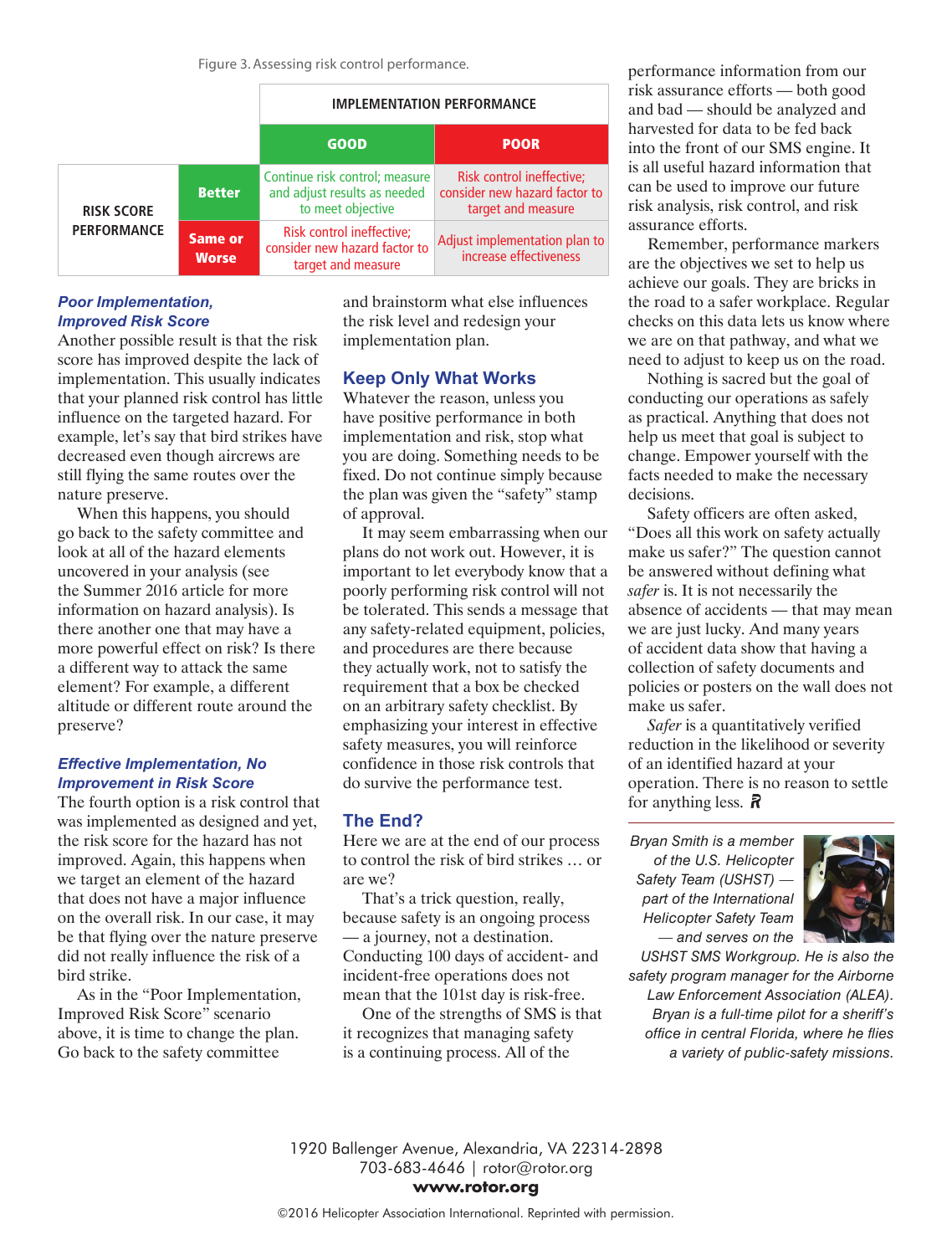Figure 3. Assessing risk control performance.

| | | IMPLEMENTATION PERFORMANCE | |
|---|---|---|---|
| | | **GOOD** | **POOR** |
| **RISK SCORE PERFORMANCE** | **Better** | Continue risk control; measure and adjust results as needed to meet objective | Risk control ineffective; consider new hazard factor to target and measure |
| | **Same or Worse** | Risk control ineffective; consider new hazard factor to target and measure | Adjust implementation plan to increase effectiveness |

### *Poor Implementation, Improved Risk Score*

Another possible result is that the risk score has improved despite the lack of implementation. This usually indicates that your planned risk control has little influence on the targeted hazard. For example, let's say that bird strikes have decreased even though aircrews are still flying the same routes over the nature preserve.

When this happens, you should go back to the safety committee and look at all of the hazard elements uncovered in your analysis (see the Summer 2016 article for more information on hazard analysis). Is there another one that may have a more powerful effect on risk? Is there a different way to attack the same element? For example, a different altitude or different route around the preserve?

### *Effective Implementation, No Improvement in Risk Score*

The fourth option is a risk control that was implemented as designed and yet, the risk score for the hazard has not improved. Again, this happens when we target an element of the hazard that does not have a major influence on the overall risk. In our case, it may be that flying over the nature preserve did not really influence the risk of a bird strike.

As in the "Poor Implementation, Improved Risk Score" scenario above, it is time to change the plan. Go back to the safety committee and brainstorm what else influences the risk level and redesign your implementation plan.

## Keep Only What Works

Whatever the reason, unless you have positive performance in both implementation and risk, stop what you are doing. Something needs to be fixed. Do not continue simply because the plan was given the "safety" stamp of approval.

It may seem embarrassing when our plans do not work out. However, it is important to let everybody know that a poorly performing risk control will not be tolerated. This sends a message that any safety-related equipment, policies, and procedures are there because they actually work, not to satisfy the requirement that a box be checked on an arbitrary safety checklist. By emphasizing your interest in effective safety measures, you will reinforce confidence in those risk controls that do survive the performance test.

## The End?

Here we are at the end of our process to control the risk of bird strikes … or are we?

That's a trick question, really, because safety is an ongoing process — a journey, not a destination. Conducting 100 days of accident- and incident-free operations does not mean that the 101st day is risk-free.

One of the strengths of SMS is that it recognizes that managing safety is a continuing process. All of the performance information from our risk assurance efforts — both good and bad — should be analyzed and harvested for data to be fed back into the front of our SMS engine. It is all useful hazard information that can be used to improve our future risk analysis, risk control, and risk assurance efforts.

Remember, performance markers are the objectives we set to help us achieve our goals. They are bricks in the road to a safer workplace. Regular checks on this data lets us know where we are on that pathway, and what we need to adjust to keep us on the road.

Nothing is sacred but the goal of conducting our operations as safely as practical. Anything that does not help us meet that goal is subject to change. Empower yourself with the facts needed to make the necessary decisions.

Safety officers are often asked, "Does all this work on safety actually make us safer?" The question cannot be answered without defining what *safer* is. It is not necessarily the absence of accidents — that may mean we are just lucky. And many years of accident data show that having a collection of safety documents and policies or posters on the wall does not make us safer.

*Safer* is a quantitatively verified reduction in the likelihood or severity of an identified hazard at your operation. There is no reason to settle for anything less.

---

*Bryan Smith is a member of the U.S. Helicopter Safety Team (USHST) — part of the International Helicopter Safety Team — and serves on the USHST SMS Workgroup. He is also the safety program manager for the Airborne Law Enforcement Association (ALEA). Bryan is a full-time pilot for a sheriff's office in central Florida, where he flies a variety of public-safety missions.*

1920 Ballenger Avenue, Alexandria, VA 22314-2898
703-683-4646 | rotor@rotor.org
**www.rotor.org**

©2016 Helicopter Association International. Reprinted with permission.